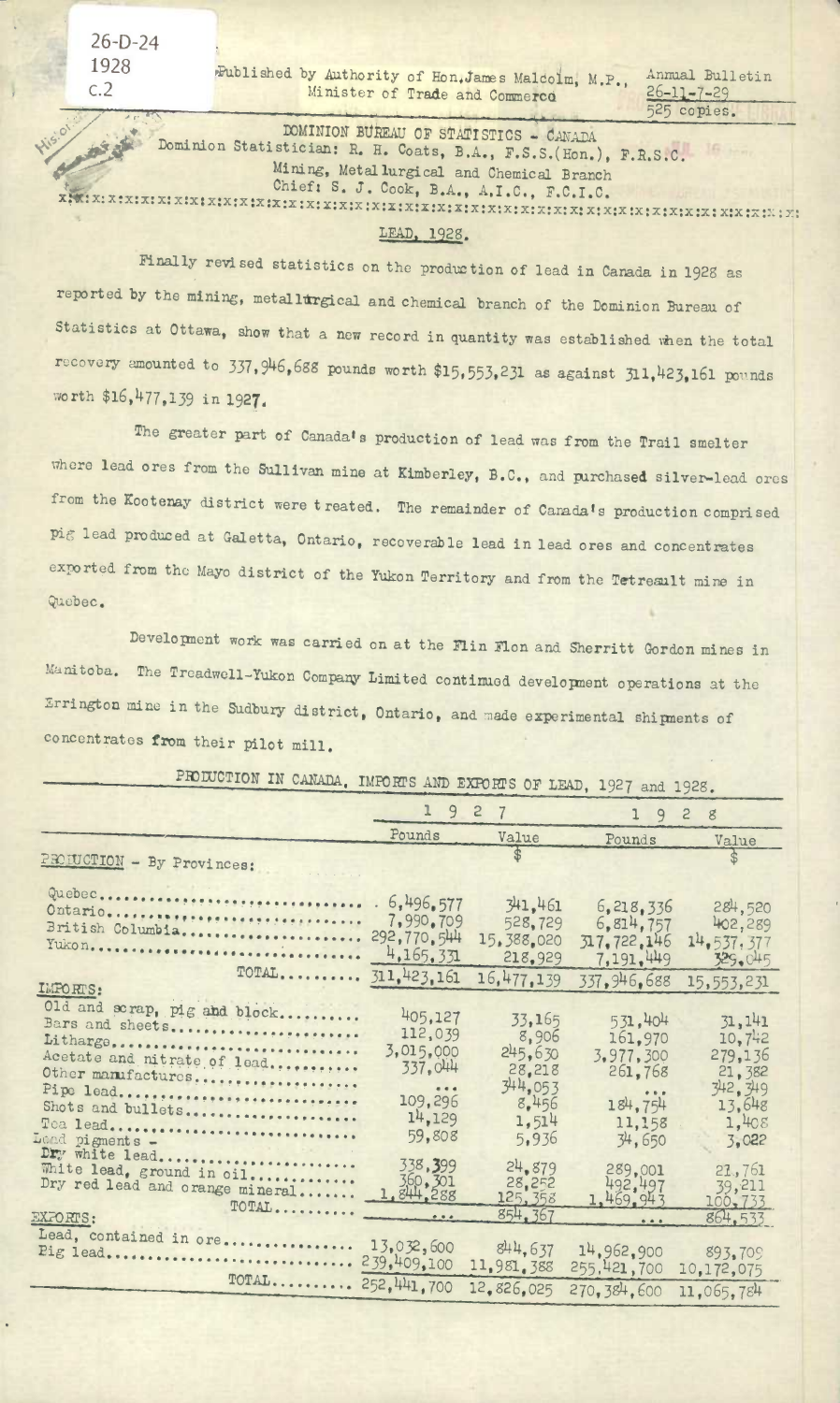26-D-24
1928
c.2

Published by Authority of Hon. James Malcolm, M.P., Minister of Trade and Commerce

Annual Bulletin
26-11-7-29
525 copies.

DOMINION BUREAU OF STATISTICS - CANADA
Dominion Statistician: R. H. Coats, B.A., F.S.S.(Hon.), F.R.S.C.
Mining, Metallurgical and Chemical Branch
Chief: S. J. Cook, B.A., A.I.C., F.C.I.C.

## LEAD, 1928.

Finally revised statistics on the production of lead in Canada in 1928 as reported by the mining, metallurgical and chemical branch of the Dominion Bureau of Statistics at Ottawa, show that a new record in quantity was established when the total recovery amounted to 337,946,688 pounds worth $15,553,231 as against 311,423,161 pounds worth $16,477,139 in 1927.

The greater part of Canada's production of lead was from the Trail smelter where lead ores from the Sullivan mine at Kimberley, B.C., and purchased silver-lead ores from the Kootenay district were treated. The remainder of Canada's production comprised pig lead produced at Galetta, Ontario, recoverable lead in lead ores and concentrates exported from the Mayo district of the Yukon Territory and from the Tetreault mine in Quebec.

Development work was carried on at the Flin Flon and Sherritt Gordon mines in Manitoba. The Treadwell-Yukon Company Limited continued development operations at the Errington mine in the Sudbury district, Ontario, and made experimental shipments of concentrates from their pilot mill.

PRODUCTION IN CANADA, IMPORTS AND EXPORTS OF LEAD, 1927 and 1928.

| | 1927 | | 1928 | |
|---|---|---|---|---|
| | Pounds | Value $ | Pounds | Value $ |
| PRODUCTION - By Provinces: | | | | |
| Quebec | 6,496,577 | 341,461 | 6,218,336 | 284,520 |
| Ontario | 7,990,709 | 528,729 | 6,814,757 | 402,289 |
| British Columbia | 292,770,544 | 15,388,020 | 317,722,146 | 14,537,377 |
| Yukon | 4,165,331 | 218,929 | 7,191,449 | 329,045 |
| TOTAL | 311,423,161 | 16,477,139 | 337,946,688 | 15,553,231 |
| IMPORTS: | | | | |
| Old and scrap, pig and block | 405,127 | 33,165 | 531,404 | 31,141 |
| Bars and sheets | 112,039 | 8,906 | 161,970 | 10,742 |
| Litharge | 3,015,000 | 245,630 | 3,977,300 | 279,136 |
| Acetate and nitrate of lead | 337,044 | 28,218 | 261,768 | 21,382 |
| Other manufactures | ... | 344,053 | ... | 342,349 |
| Pipe lead | 109,296 | 8,456 | 184,754 | 13,648 |
| Shots and bullets | 14,129 | 1,514 | 11,158 | 1,408 |
| Tea lead | 59,808 | 5,936 | 34,650 | 3,022 |
| Lead pigments - | | | | |
| Dry white lead | 338,399 | 24,879 | 289,001 | 21,761 |
| White lead, ground in oil | 360,301 | 28,252 | 492,497 | 39,211 |
| Dry red lead and orange mineral | 1,844,288 | 125,358 | 1,469,943 | 100,733 |
| TOTAL | ... | 854,367 | ... | 864,533 |
| EXPORTS: | | | | |
| Lead, contained in ore | 13,032,600 | 844,637 | 14,962,900 | 893,709 |
| Pig lead | 239,409,100 | 11,981,388 | 255,421,700 | 10,172,075 |
| TOTAL | 252,441,700 | 12,826,025 | 270,384,600 | 11,065,784 |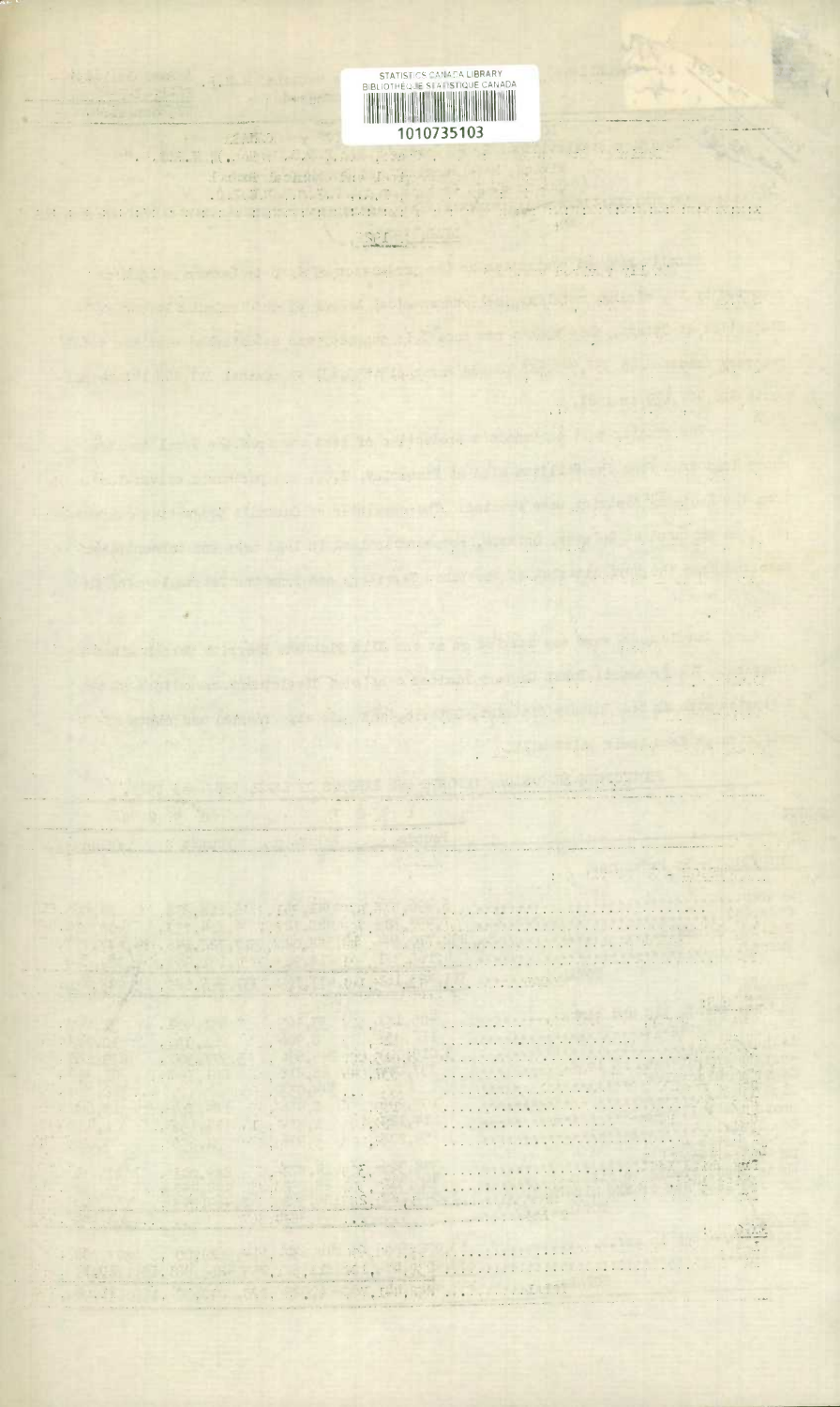STATISTICS CANADA LIBRARY
BIBLIOTHEQUE STATISTIQUE CANADA

1010735103